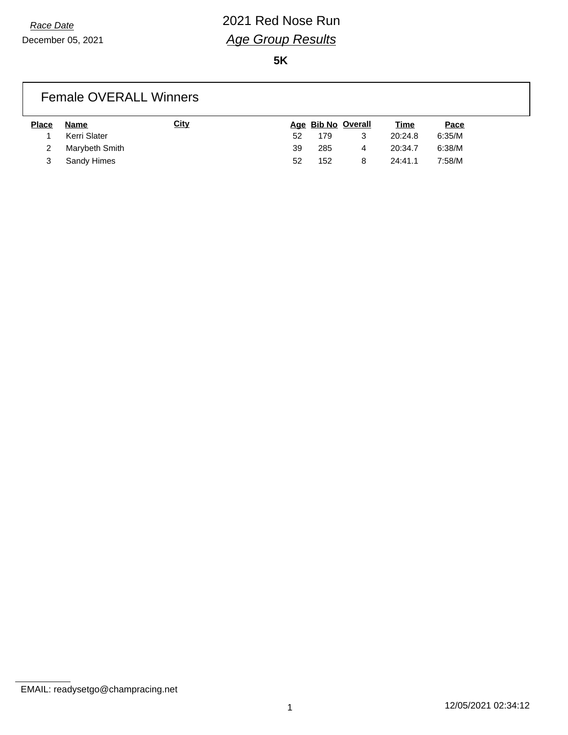*Race Date*

December 05, 2021

# 2021 Red Nose Run

## *Age Group Results*

**5K**

### Female OVERALL Winners

| Place | Name | City | Age | Bib No | Overall | Time | Pace |
|---|---|---|---|---|---|---|---|
| 1 | Kerri Slater | | 52 | 179 | 3 | 20:24.8 | 6:35/M |
| 2 | Marybeth Smith | | 39 | 285 | 4 | 20:34.7 | 6:38/M |
| 3 | Sandy Himes | | 52 | 152 | 8 | 24:41.1 | 7:58/M |

EMAIL: readysetgo@champracing.net

12/05/2021 02:34:12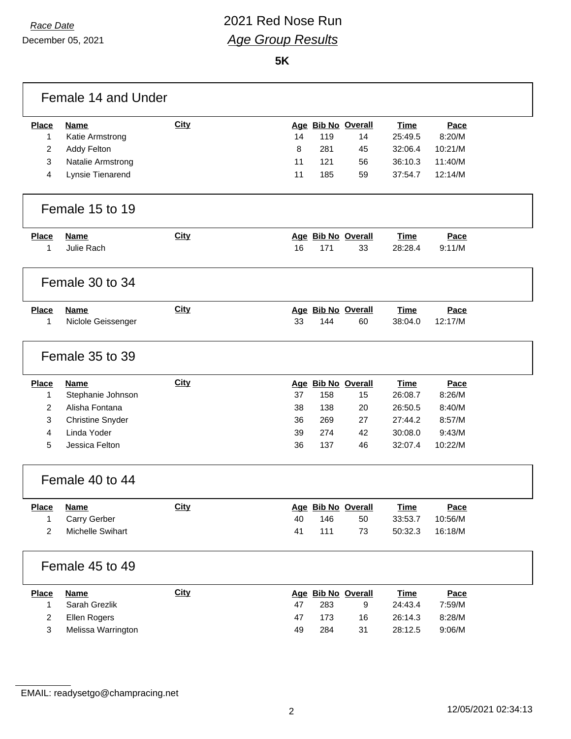*Race Date*

December 05, 2021

# 2021 Red Nose Run

## *Age Group Results*

**5K**

### Female 14 and Under

| Place | Name | City | Age | Bib No | Overall | Time | Pace |
|---|---|---|---|---|---|---|---|
| 1 | Katie Armstrong | | 14 | 119 | 14 | 25:49.5 | 8:20/M |
| 2 | Addy Felton | | 8 | 281 | 45 | 32:06.4 | 10:21/M |
| 3 | Natalie Armstrong | | 11 | 121 | 56 | 36:10.3 | 11:40/M |
| 4 | Lynsie Tienarend | | 11 | 185 | 59 | 37:54.7 | 12:14/M |

### Female 15 to 19

| Place | Name | City | Age | Bib No | Overall | Time | Pace |
|---|---|---|---|---|---|---|---|
| 1 | Julie Rach | | 16 | 171 | 33 | 28:28.4 | 9:11/M |

### Female 30 to 34

| Place | Name | City | Age | Bib No | Overall | Time | Pace |
|---|---|---|---|---|---|---|---|
| 1 | Niclole Geissenger | | 33 | 144 | 60 | 38:04.0 | 12:17/M |

### Female 35 to 39

| Place | Name | City | Age | Bib No | Overall | Time | Pace |
|---|---|---|---|---|---|---|---|
| 1 | Stephanie Johnson | | 37 | 158 | 15 | 26:08.7 | 8:26/M |
| 2 | Alisha Fontana | | 38 | 138 | 20 | 26:50.5 | 8:40/M |
| 3 | Christine Snyder | | 36 | 269 | 27 | 27:44.2 | 8:57/M |
| 4 | Linda Yoder | | 39 | 274 | 42 | 30:08.0 | 9:43/M |
| 5 | Jessica Felton | | 36 | 137 | 46 | 32:07.4 | 10:22/M |

### Female 40 to 44

| Place | Name | City | Age | Bib No | Overall | Time | Pace |
|---|---|---|---|---|---|---|---|
| 1 | Carry Gerber | | 40 | 146 | 50 | 33:53.7 | 10:56/M |
| 2 | Michelle Swihart | | 41 | 111 | 73 | 50:32.3 | 16:18/M |

### Female 45 to 49

| Place | Name | City | Age | Bib No | Overall | Time | Pace |
|---|---|---|---|---|---|---|---|
| 1 | Sarah Grezlik | | 47 | 283 | 9 | 24:43.4 | 7:59/M |
| 2 | Ellen Rogers | | 47 | 173 | 16 | 26:14.3 | 8:28/M |
| 3 | Melissa Warrington | | 49 | 284 | 31 | 28:12.5 | 9:06/M |

EMAIL: readysetgo@champracing.net

12/05/2021 02:34:13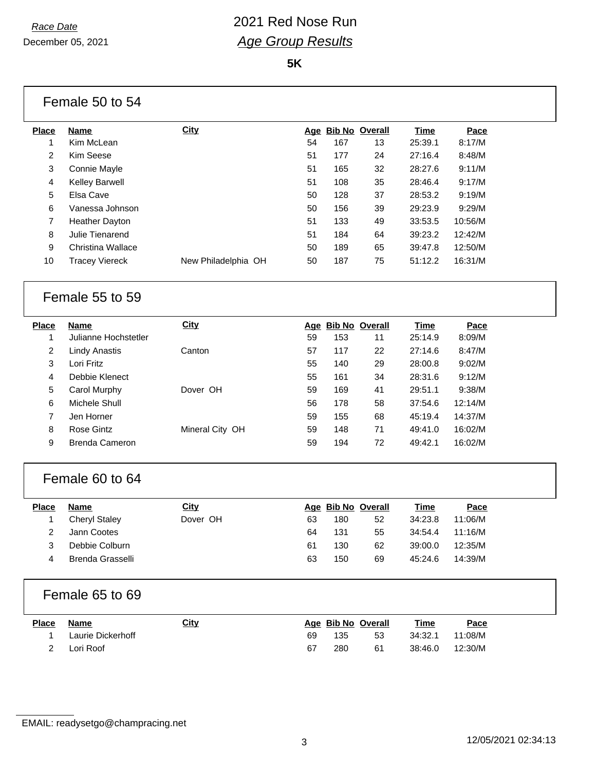*Race Date*

December 05, 2021

# 2021 Red Nose Run

## *Age Group Results*

**5K**

### Female 50 to 54

| Place | Name | City | Age | Bib No | Overall | Time | Pace |
|---|---|---|---|---|---|---|---|
| 1 | Kim McLean | | 54 | 167 | 13 | 25:39.1 | 8:17/M |
| 2 | Kim Seese | | 51 | 177 | 24 | 27:16.4 | 8:48/M |
| 3 | Connie Mayle | | 51 | 165 | 32 | 28:27.6 | 9:11/M |
| 4 | Kelley Barwell | | 51 | 108 | 35 | 28:46.4 | 9:17/M |
| 5 | Elsa Cave | | 50 | 128 | 37 | 28:53.2 | 9:19/M |
| 6 | Vanessa Johnson | | 50 | 156 | 39 | 29:23.9 | 9:29/M |
| 7 | Heather Dayton | | 51 | 133 | 49 | 33:53.5 | 10:56/M |
| 8 | Julie Tienarend | | 51 | 184 | 64 | 39:23.2 | 12:42/M |
| 9 | Christina Wallace | | 50 | 189 | 65 | 39:47.8 | 12:50/M |
| 10 | Tracey Viereck | New Philadelphia OH | 50 | 187 | 75 | 51:12.2 | 16:31/M |

### Female 55 to 59

| Place | Name | City | Age | Bib No | Overall | Time | Pace |
|---|---|---|---|---|---|---|---|
| 1 | Julianne Hochstetler | | 59 | 153 | 11 | 25:14.9 | 8:09/M |
| 2 | Lindy Anastis | Canton | 57 | 117 | 22 | 27:14.6 | 8:47/M |
| 3 | Lori Fritz | | 55 | 140 | 29 | 28:00.8 | 9:02/M |
| 4 | Debbie Klenect | | 55 | 161 | 34 | 28:31.6 | 9:12/M |
| 5 | Carol Murphy | Dover OH | 59 | 169 | 41 | 29:51.1 | 9:38/M |
| 6 | Michele Shull | | 56 | 178 | 58 | 37:54.6 | 12:14/M |
| 7 | Jen Horner | | 59 | 155 | 68 | 45:19.4 | 14:37/M |
| 8 | Rose Gintz | Mineral City OH | 59 | 148 | 71 | 49:41.0 | 16:02/M |
| 9 | Brenda Cameron | | 59 | 194 | 72 | 49:42.1 | 16:02/M |

### Female 60 to 64

| Place | Name | City | Age | Bib No | Overall | Time | Pace |
|---|---|---|---|---|---|---|---|
| 1 | Cheryl Staley | Dover OH | 63 | 180 | 52 | 34:23.8 | 11:06/M |
| 2 | Jann Cootes | | 64 | 131 | 55 | 34:54.4 | 11:16/M |
| 3 | Debbie Colburn | | 61 | 130 | 62 | 39:00.0 | 12:35/M |
| 4 | Brenda Grasselli | | 63 | 150 | 69 | 45:24.6 | 14:39/M |

### Female 65 to 69

| Place | Name | City | Age | Bib No | Overall | Time | Pace |
|---|---|---|---|---|---|---|---|
| 1 | Laurie Dickerhoff | | 69 | 135 | 53 | 34:32.1 | 11:08/M |
| 2 | Lori Roof | | 67 | 280 | 61 | 38:46.0 | 12:30/M |

EMAIL: readysetgo@champracing.net

12/05/2021 02:34:13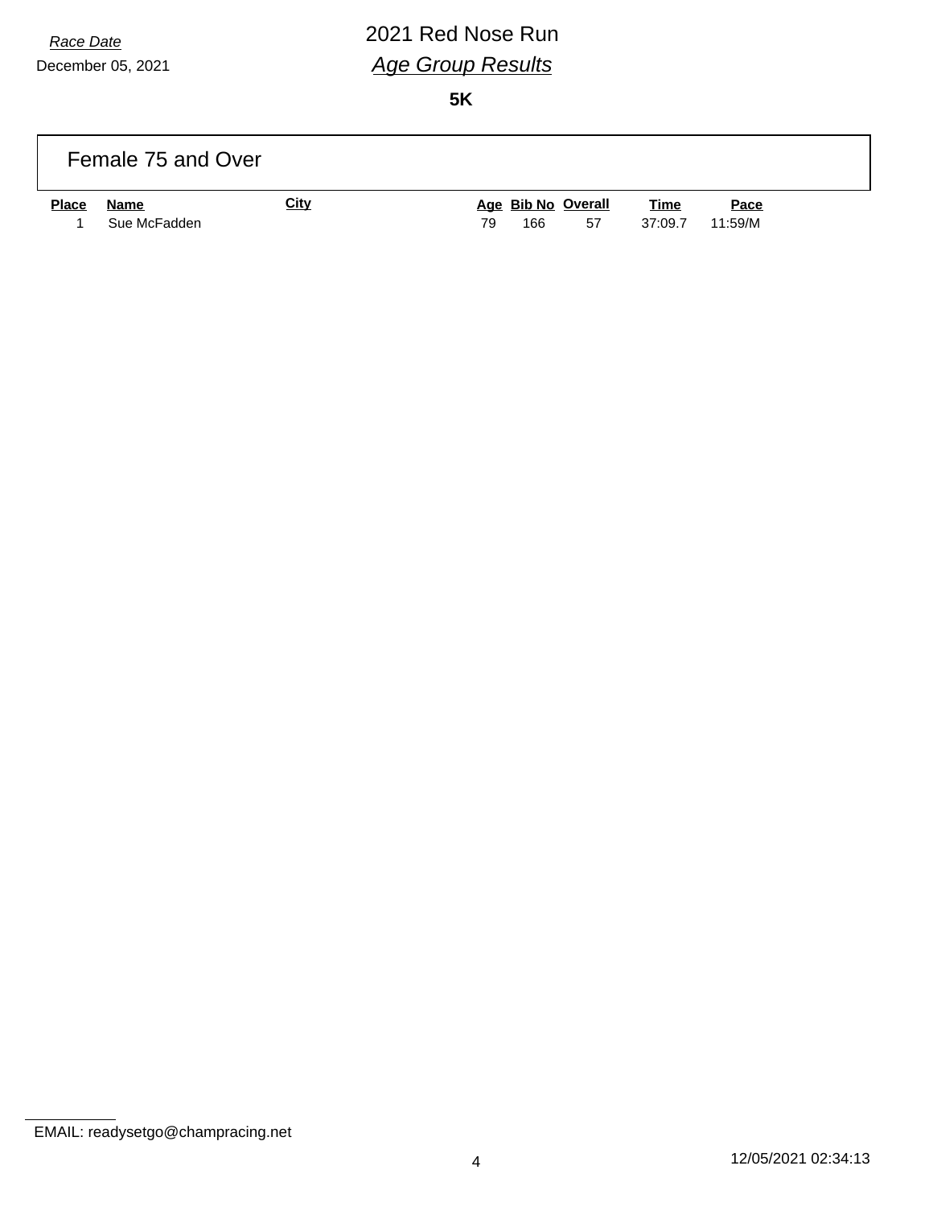*Race Date*

December 05, 2021

# 2021 Red Nose Run

## *Age Group Results*

**5K**

### Female 75 and Over

| Place | Name | City | Age | Bib No | Overall | Time | Pace |
|---|---|---|---|---|---|---|---|
| 1 | Sue McFadden | | 79 | 166 | 57 | 37:09.7 | 11:59/M |

EMAIL: readysetgo@champracing.net

12/05/2021 02:34:13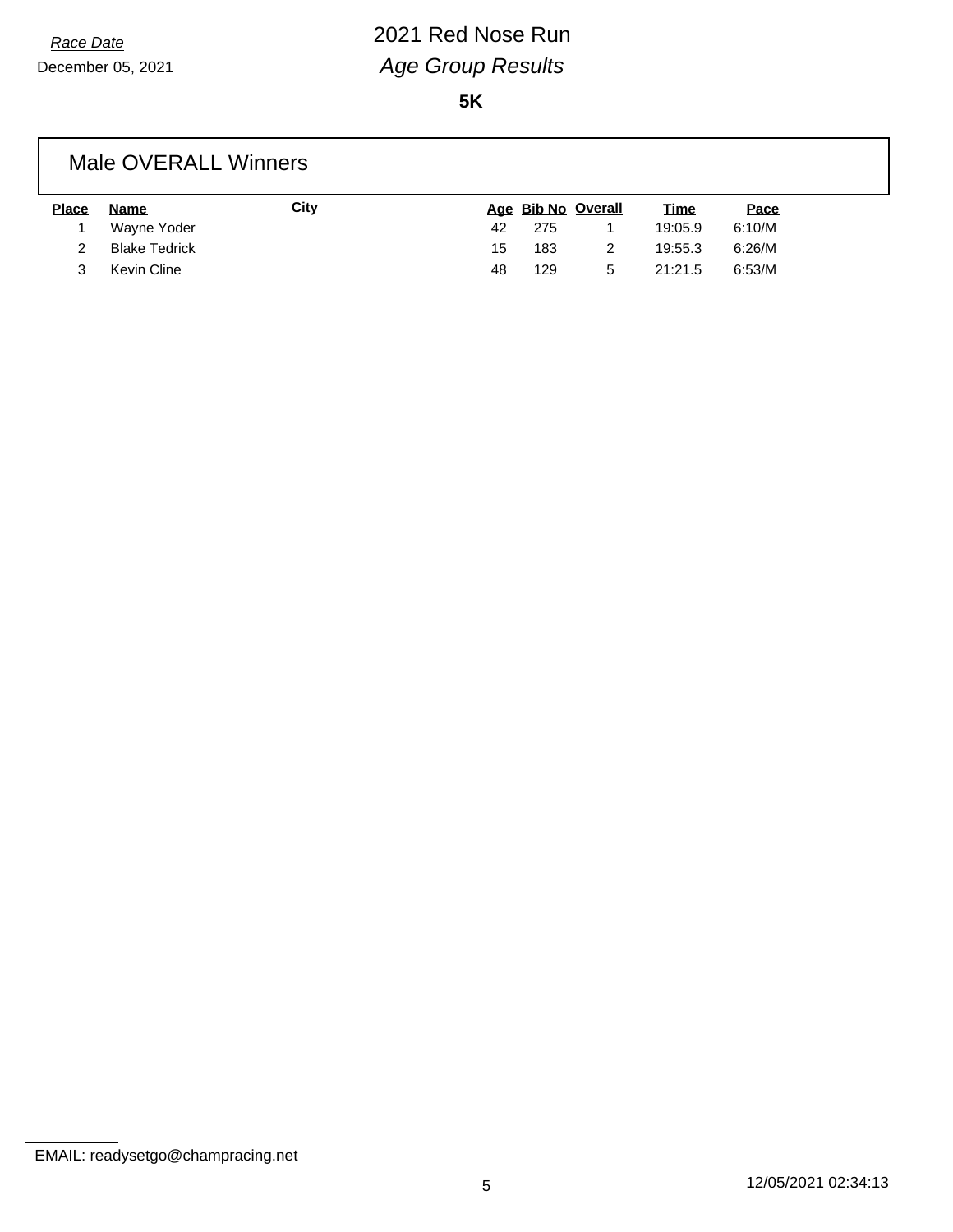*Race Date*

December 05, 2021

# 2021 Red Nose Run

## *Age Group Results*

**5K**

### Male OVERALL Winners

| Place | Name | City | Age | Bib No | Overall | Time | Pace |
|---|---|---|---|---|---|---|---|
| 1 | Wayne Yoder | | 42 | 275 | 1 | 19:05.9 | 6:10/M |
| 2 | Blake Tedrick | | 15 | 183 | 2 | 19:55.3 | 6:26/M |
| 3 | Kevin Cline | | 48 | 129 | 5 | 21:21.5 | 6:53/M |

EMAIL: readysetgo@champracing.net

12/05/2021 02:34:13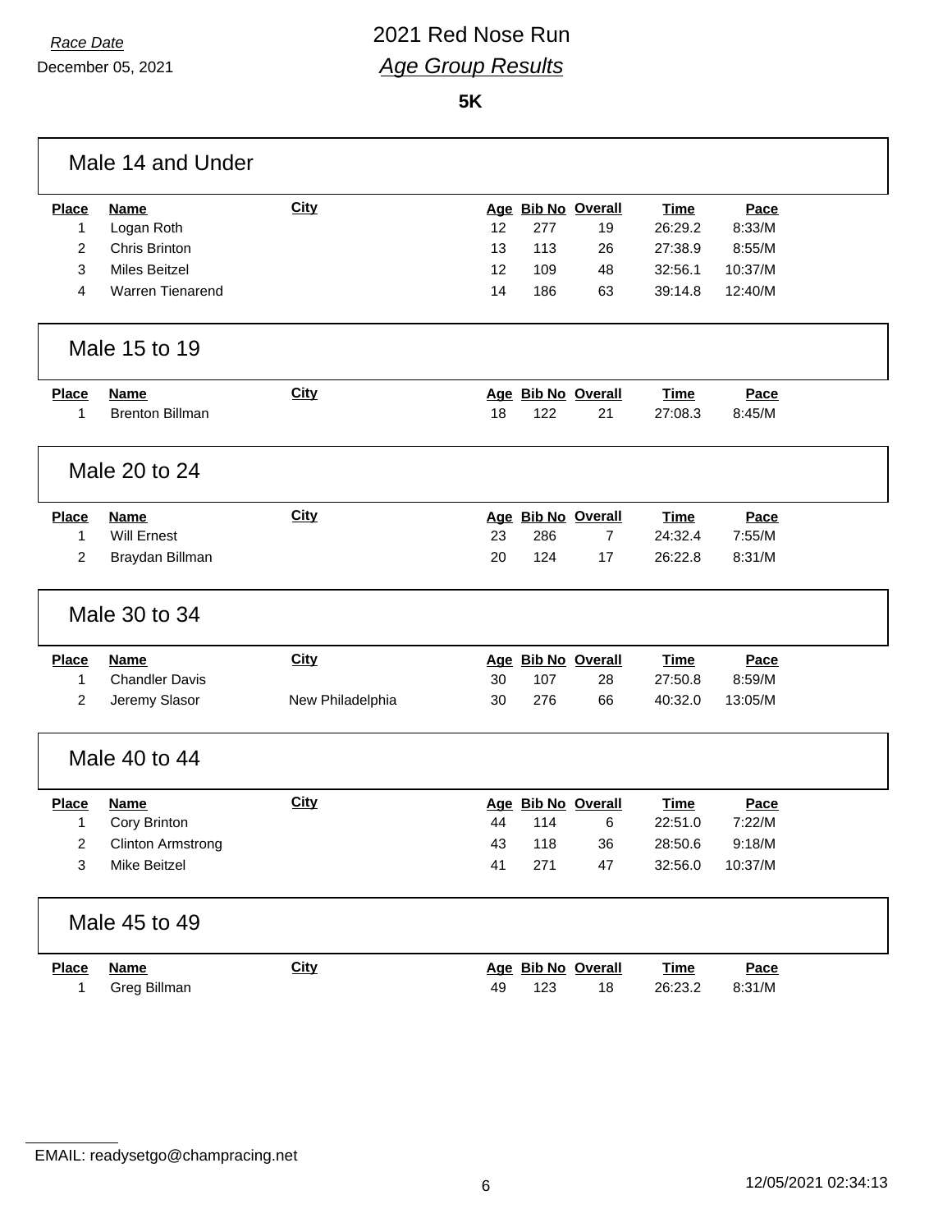*Race Date*
December 05, 2021

# 2021 Red Nose Run

## *Age Group Results*

**5K**

### Male 14 and Under

| Place | Name | City | Age | Bib No | Overall | Time | Pace |
|---|---|---|---|---|---|---|---|
| 1 | Logan Roth | | 12 | 277 | 19 | 26:29.2 | 8:33/M |
| 2 | Chris Brinton | | 13 | 113 | 26 | 27:38.9 | 8:55/M |
| 3 | Miles Beitzel | | 12 | 109 | 48 | 32:56.1 | 10:37/M |
| 4 | Warren Tienarend | | 14 | 186 | 63 | 39:14.8 | 12:40/M |

### Male 15 to 19

| Place | Name | City | Age | Bib No | Overall | Time | Pace |
|---|---|---|---|---|---|---|---|
| 1 | Brenton Billman | | 18 | 122 | 21 | 27:08.3 | 8:45/M |

### Male 20 to 24

| Place | Name | City | Age | Bib No | Overall | Time | Pace |
|---|---|---|---|---|---|---|---|
| 1 | Will Ernest | | 23 | 286 | 7 | 24:32.4 | 7:55/M |
| 2 | Braydan Billman | | 20 | 124 | 17 | 26:22.8 | 8:31/M |

### Male 30 to 34

| Place | Name | City | Age | Bib No | Overall | Time | Pace |
|---|---|---|---|---|---|---|---|
| 1 | Chandler Davis | | 30 | 107 | 28 | 27:50.8 | 8:59/M |
| 2 | Jeremy Slasor | New Philadelphia | 30 | 276 | 66 | 40:32.0 | 13:05/M |

### Male 40 to 44

| Place | Name | City | Age | Bib No | Overall | Time | Pace |
|---|---|---|---|---|---|---|---|
| 1 | Cory Brinton | | 44 | 114 | 6 | 22:51.0 | 7:22/M |
| 2 | Clinton Armstrong | | 43 | 118 | 36 | 28:50.6 | 9:18/M |
| 3 | Mike Beitzel | | 41 | 271 | 47 | 32:56.0 | 10:37/M |

### Male 45 to 49

| Place | Name | City | Age | Bib No | Overall | Time | Pace |
|---|---|---|---|---|---|---|---|
| 1 | Greg Billman | | 49 | 123 | 18 | 26:23.2 | 8:31/M |

EMAIL: readysetgo@champracing.net

12/05/2021 02:34:13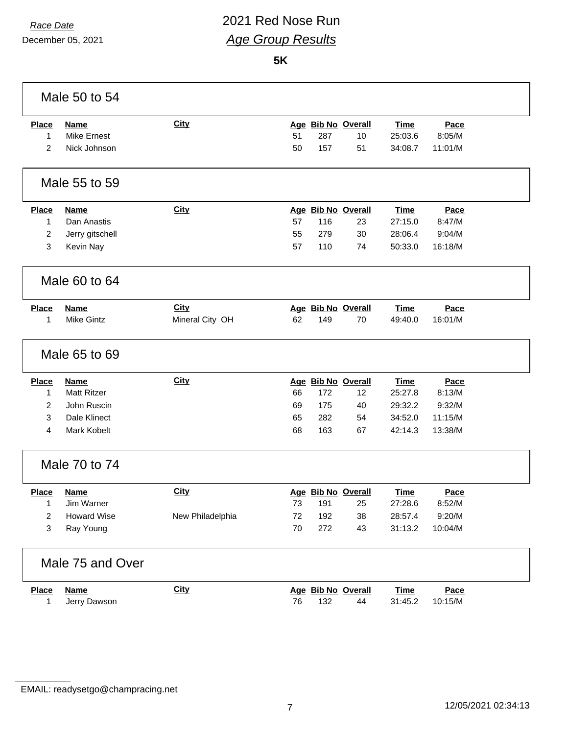*Race Date*
December 05, 2021

# 2021 Red Nose Run

## *Age Group Results*

**5K**

### Male 50 to 54

| Place | Name | City | Age | Bib No | Overall | Time | Pace |
|---|---|---|---|---|---|---|---|
| 1 | Mike Ernest | | 51 | 287 | 10 | 25:03.6 | 8:05/M |
| 2 | Nick Johnson | | 50 | 157 | 51 | 34:08.7 | 11:01/M |

### Male 55 to 59

| Place | Name | City | Age | Bib No | Overall | Time | Pace |
|---|---|---|---|---|---|---|---|
| 1 | Dan Anastis | | 57 | 116 | 23 | 27:15.0 | 8:47/M |
| 2 | Jerry gitschell | | 55 | 279 | 30 | 28:06.4 | 9:04/M |
| 3 | Kevin Nay | | 57 | 110 | 74 | 50:33.0 | 16:18/M |

### Male 60 to 64

| Place | Name | City | Age | Bib No | Overall | Time | Pace |
|---|---|---|---|---|---|---|---|
| 1 | Mike Gintz | Mineral City OH | 62 | 149 | 70 | 49:40.0 | 16:01/M |

### Male 65 to 69

| Place | Name | City | Age | Bib No | Overall | Time | Pace |
|---|---|---|---|---|---|---|---|
| 1 | Matt Ritzer | | 66 | 172 | 12 | 25:27.8 | 8:13/M |
| 2 | John Ruscin | | 69 | 175 | 40 | 29:32.2 | 9:32/M |
| 3 | Dale Klinect | | 65 | 282 | 54 | 34:52.0 | 11:15/M |
| 4 | Mark Kobelt | | 68 | 163 | 67 | 42:14.3 | 13:38/M |

### Male 70 to 74

| Place | Name | City | Age | Bib No | Overall | Time | Pace |
|---|---|---|---|---|---|---|---|
| 1 | Jim Warner | | 73 | 191 | 25 | 27:28.6 | 8:52/M |
| 2 | Howard Wise | New Philadelphia | 72 | 192 | 38 | 28:57.4 | 9:20/M |
| 3 | Ray Young | | 70 | 272 | 43 | 31:13.2 | 10:04/M |

### Male 75 and Over

| Place | Name | City | Age | Bib No | Overall | Time | Pace |
|---|---|---|---|---|---|---|---|
| 1 | Jerry Dawson | | 76 | 132 | 44 | 31:45.2 | 10:15/M |

EMAIL: readysetgo@champracing.net

12/05/2021 02:34:13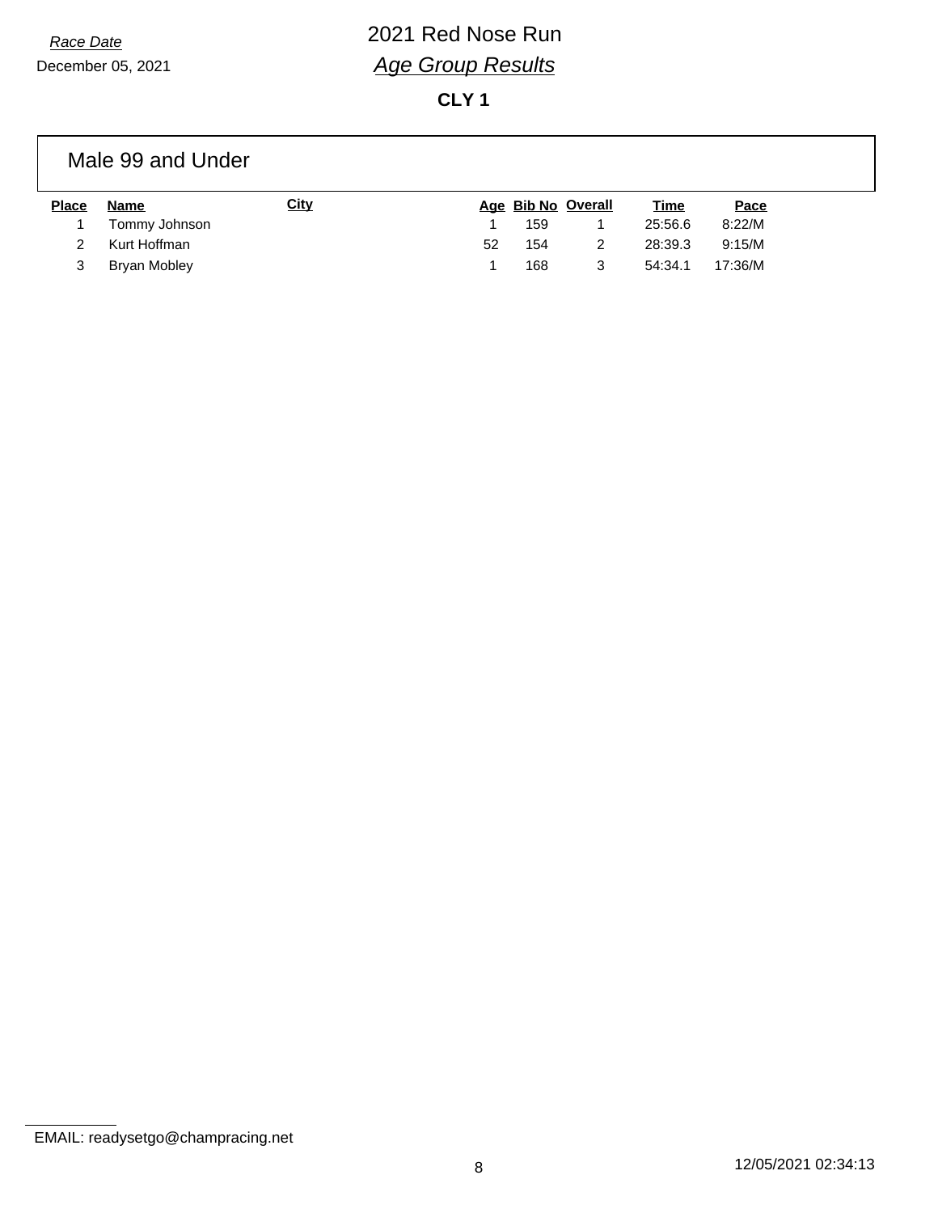*Race Date*

December 05, 2021

# 2021 Red Nose Run

## *Age Group Results*

**CLY 1**

### Male 99 and Under

| Place | Name | City | Age | Bib No | Overall | Time | Pace |
|---|---|---|---|---|---|---|---|
| 1 | Tommy Johnson | | 1 | 159 | 1 | 25:56.6 | 8:22/M |
| 2 | Kurt Hoffman | | 52 | 154 | 2 | 28:39.3 | 9:15/M |
| 3 | Bryan Mobley | | 1 | 168 | 3 | 54:34.1 | 17:36/M |

EMAIL: readysetgo@champracing.net

12/05/2021 02:34:13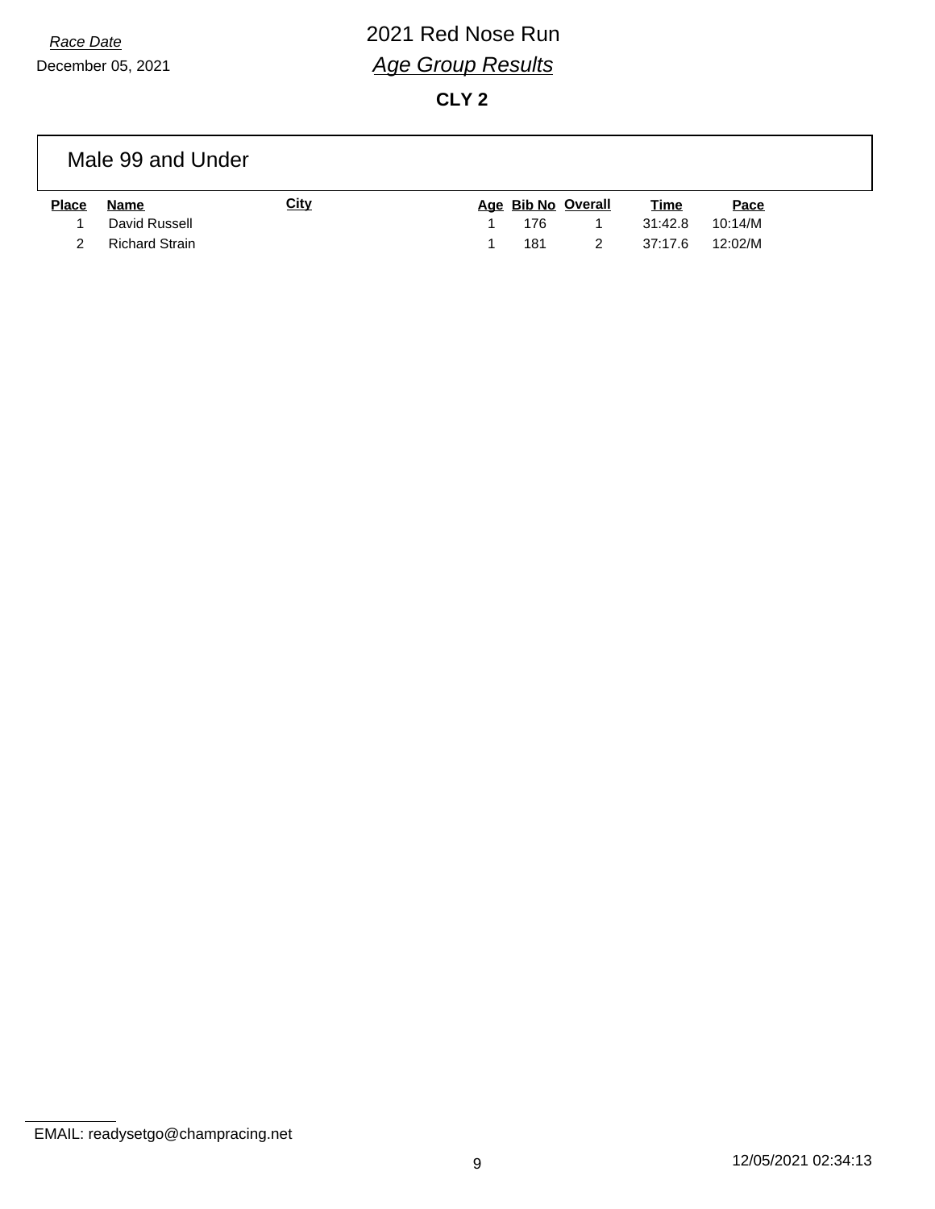*Race Date*

December 05, 2021

# 2021 Red Nose Run

## *Age Group Results*

**CLY 2**

### Male 99 and Under

| Place | Name | City | Age | Bib No | Overall | Time | Pace |
|---|---|---|---|---|---|---|---|
| 1 | David Russell | | 1 | 176 | 1 | 31:42.8 | 10:14/M |
| 2 | Richard Strain | | 1 | 181 | 2 | 37:17.6 | 12:02/M |

EMAIL: readysetgo@champracing.net

12/05/2021 02:34:13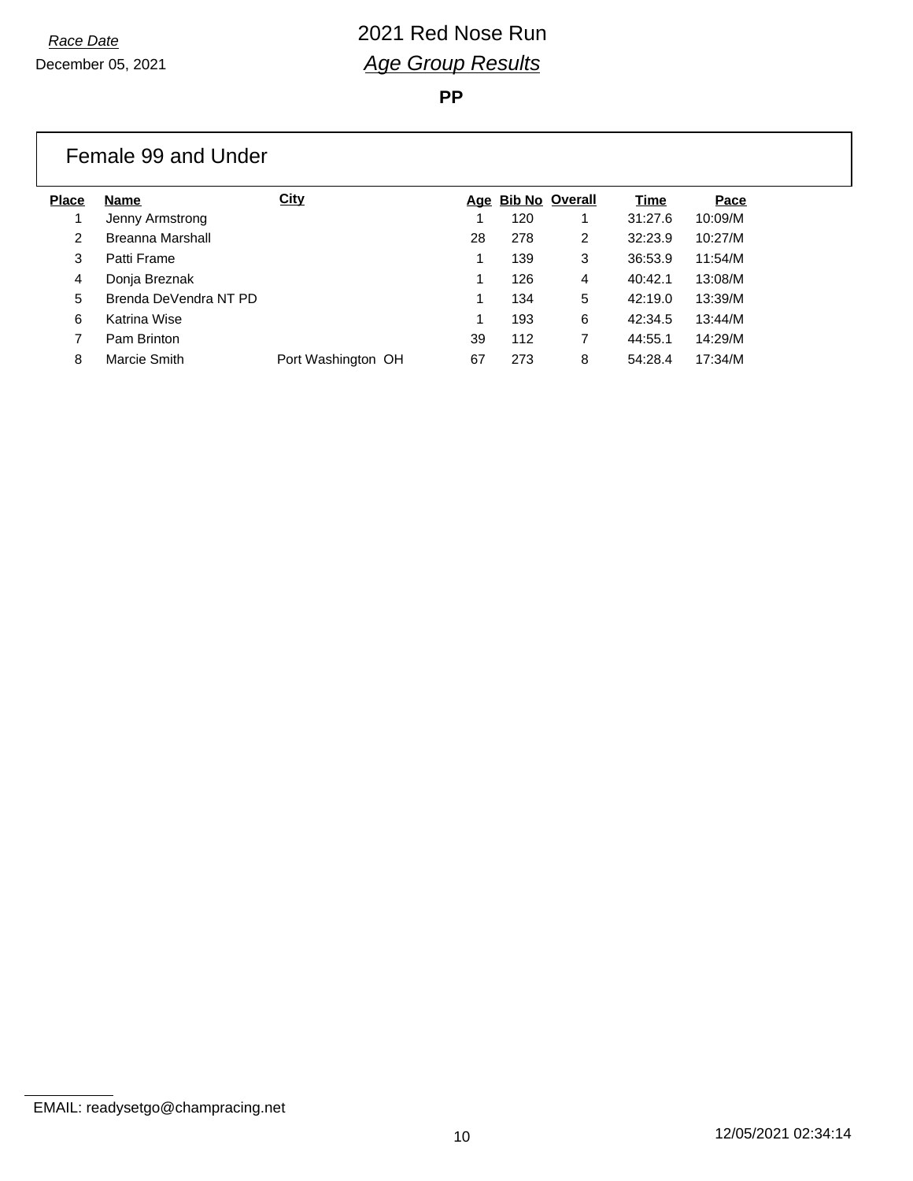*Race Date*

December 05, 2021

# 2021 Red Nose Run

## *Age Group Results*

**PP**

### Female 99 and Under

| Place | Name | City | Age | Bib No | Overall | Time | Pace |
|---|---|---|---|---|---|---|---|
| 1 | Jenny Armstrong | | 1 | 120 | 1 | 31:27.6 | 10:09/M |
| 2 | Breanna Marshall | | 28 | 278 | 2 | 32:23.9 | 10:27/M |
| 3 | Patti Frame | | 1 | 139 | 3 | 36:53.9 | 11:54/M |
| 4 | Donja Breznak | | 1 | 126 | 4 | 40:42.1 | 13:08/M |
| 5 | Brenda DeVendra NT PD | | 1 | 134 | 5 | 42:19.0 | 13:39/M |
| 6 | Katrina Wise | | 1 | 193 | 6 | 42:34.5 | 13:44/M |
| 7 | Pam Brinton | | 39 | 112 | 7 | 44:55.1 | 14:29/M |
| 8 | Marcie Smith | Port Washington OH | 67 | 273 | 8 | 54:28.4 | 17:34/M |

EMAIL: readysetgo@champracing.net

12/05/2021 02:34:14